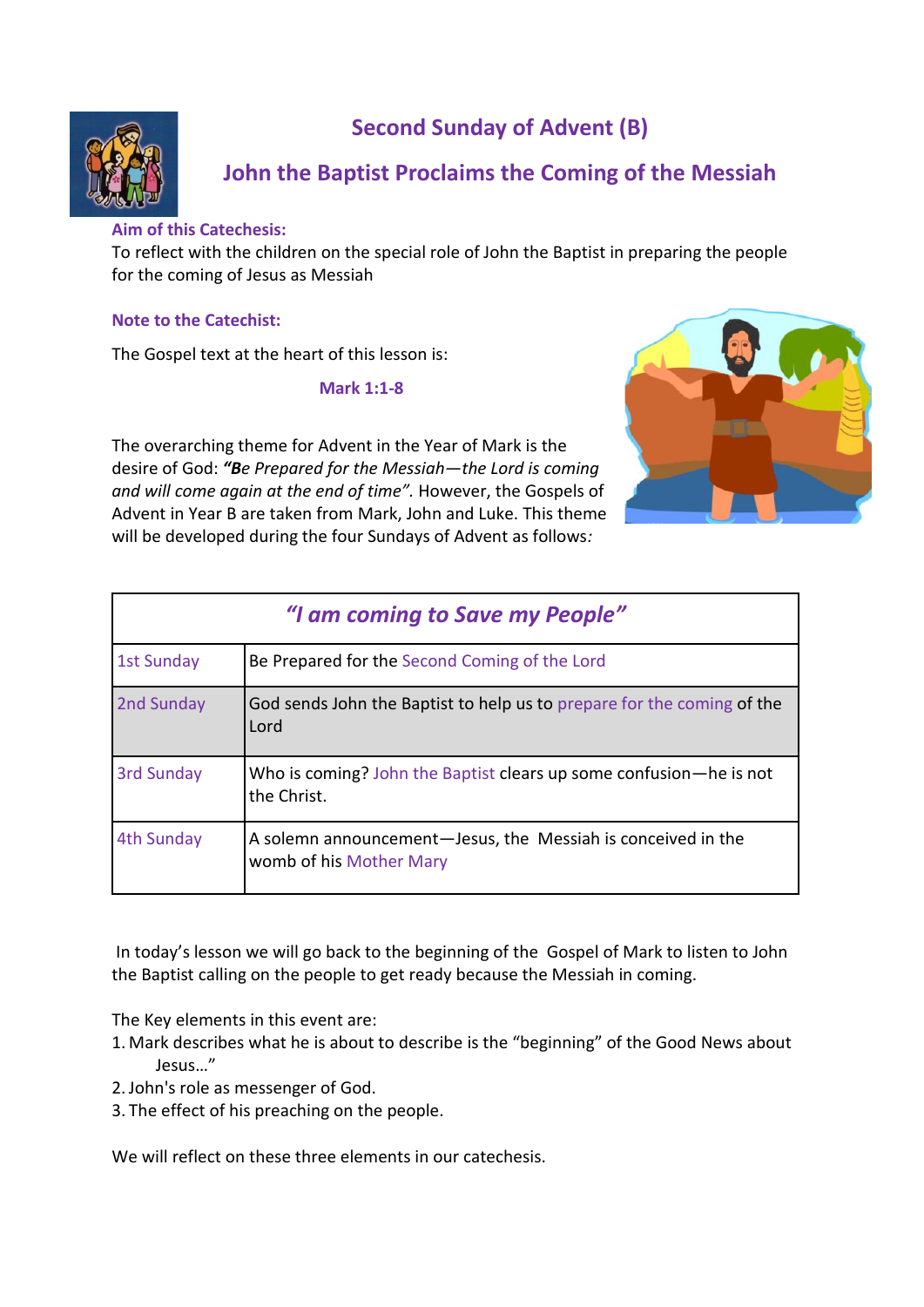# Second Sunday of Advent (B)

## John the Baptist Proclaims the Coming of the Messiah

**Aim of this Catechesis:**

To reflect with the children on the special role of John the Baptist in preparing the people for the coming of Jesus as Messiah

**Note to the Catechist:**

The Gospel text at the heart of this lesson is:

**Mark 1:1-8**

The overarching theme for Advent in the Year of Mark is the desire of God: ***"Be** Prepared for the Messiah—the Lord is coming and will come again at the end of time".* However, the Gospels of Advent in Year B are taken from Mark, John and Luke. This theme will be developed during the four Sundays of Advent as follows*:*

| *"I am coming to Save my People"* | |
|---|---|
| 1st Sunday | Be Prepared for the Second Coming of the Lord |
| 2nd Sunday | God sends John the Baptist to help us to prepare for the coming of the Lord |
| 3rd Sunday | Who is coming? John the Baptist clears up some confusion—he is not the Christ. |
| 4th Sunday | A solemn announcement—Jesus, the Messiah is conceived in the womb of his Mother Mary |

In today's lesson we will go back to the beginning of the Gospel of Mark to listen to John the Baptist calling on the people to get ready because the Messiah in coming.

The Key elements in this event are:

1. Mark describes what he is about to describe is the "beginning" of the Good News about Jesus…"
2. John's role as messenger of God.
3. The effect of his preaching on the people.

We will reflect on these three elements in our catechesis.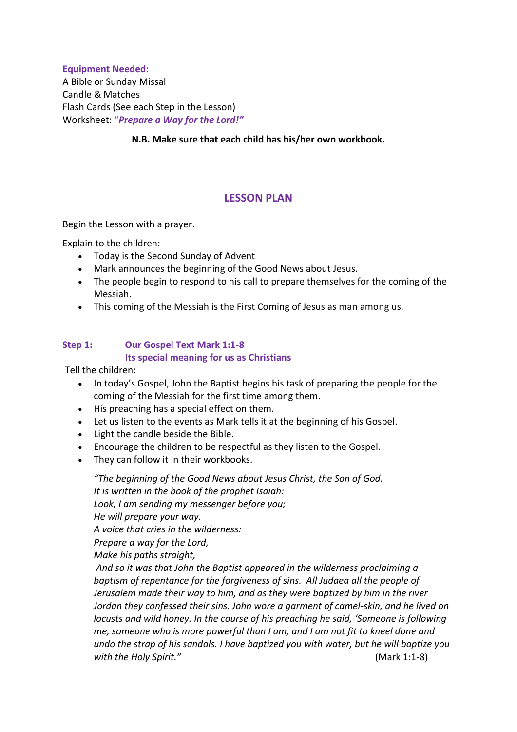**Equipment Needed:**
A Bible or Sunday Missal
Candle & Matches
Flash Cards (See each Step in the Lesson)
Worksheet: "***Prepare a Way for the Lord!***"

**N.B. Make sure that each child has his/her own workbook.**

## LESSON PLAN

Begin the Lesson with a prayer.

Explain to the children:

- Today is the Second Sunday of Advent
- Mark announces the beginning of the Good News about Jesus.
- The people begin to respond to his call to prepare themselves for the coming of the Messiah.
- This coming of the Messiah is the First Coming of Jesus as man among us.

### Step 1: Our Gospel Text Mark 1:1-8
### Its special meaning for us as Christians

Tell the children:

- In today's Gospel, John the Baptist begins his task of preparing the people for the coming of the Messiah for the first time among them.
- His preaching has a special effect on them.
- Let us listen to the events as Mark tells it at the beginning of his Gospel.
- Light the candle beside the Bible.
- Encourage the children to be respectful as they listen to the Gospel.
- They can follow it in their workbooks.

*"The beginning of the Good News about Jesus Christ, the Son of God.*
*It is written in the book of the prophet Isaiah:*
*Look, I am sending my messenger before you;*
*He will prepare your way.*
*A voice that cries in the wilderness:*
*Prepare a way for the Lord,*
*Make his paths straight,*
*And so it was that John the Baptist appeared in the wilderness proclaiming a baptism of repentance for the forgiveness of sins. All Judaea all the people of Jerusalem made their way to him, and as they were baptized by him in the river Jordan they confessed their sins. John wore a garment of camel-skin, and he lived on locusts and wild honey. In the course of his preaching he said, 'Someone is following me, someone who is more powerful than I am, and I am not fit to kneel done and undo the strap of his sandals. I have baptized you with water, but he will baptize you with the Holy Spirit."* (Mark 1:1-8)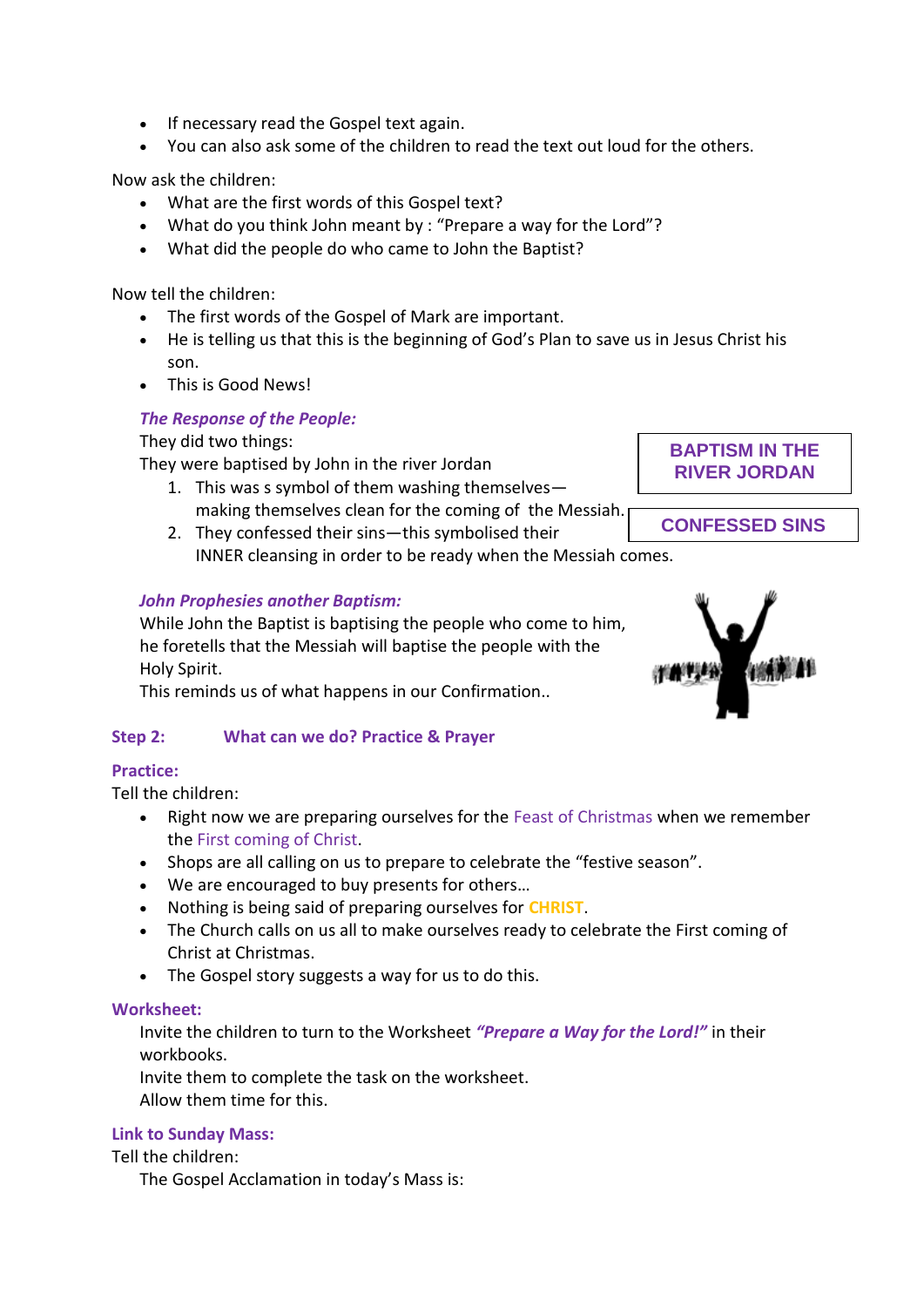- If necessary read the Gospel text again.
- You can also ask some of the children to read the text out loud for the others.

Now ask the children:

- What are the first words of this Gospel text?
- What do you think John meant by : "Prepare a way for the Lord"?
- What did the people do who came to John the Baptist?

Now tell the children:

- The first words of the Gospel of Mark are important.
- He is telling us that this is the beginning of God's Plan to save us in Jesus Christ his son.
- This is Good News!

***The Response of the People:***

They did two things:

They were baptised by John in the river Jordan

1. This was s symbol of them washing themselves—making themselves clean for the coming of the Messiah.
2. They confessed their sins—this symbolised their INNER cleansing in order to be ready when the Messiah comes.

**BAPTISM IN THE RIVER JORDAN**

**CONFESSED SINS**

***John Prophesies another Baptism:***

While John the Baptist is baptising the people who come to him, he foretells that the Messiah will baptise the people with the Holy Spirit.

This reminds us of what happens in our Confirmation..

**Step 2: What can we do? Practice & Prayer**

**Practice:**

Tell the children:

- Right now we are preparing ourselves for the Feast of Christmas when we remember the First coming of Christ.
- Shops are all calling on us to prepare to celebrate the "festive season".
- We are encouraged to buy presents for others…
- Nothing is being said of preparing ourselves for **CHRIST**.
- The Church calls on us all to make ourselves ready to celebrate the First coming of Christ at Christmas.
- The Gospel story suggests a way for us to do this.

**Worksheet:**

Invite the children to turn to the Worksheet ***"Prepare a Way for the Lord!"*** in their workbooks.

Invite them to complete the task on the worksheet.

Allow them time for this.

**Link to Sunday Mass:**

Tell the children:

The Gospel Acclamation in today's Mass is: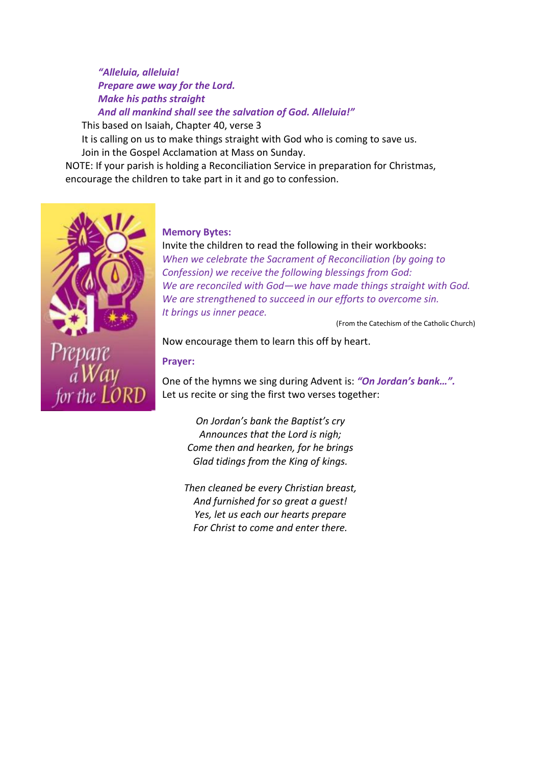*"Alleluia, alleluia!*
*Prepare awe way for the Lord.*
*Make his paths straight*
*And all mankind shall see the salvation of God. Alleluia!"*

This based on Isaiah, Chapter 40, verse 3

It is calling on us to make things straight with God who is coming to save us.

Join in the Gospel Acclamation at Mass on Sunday.

NOTE: If your parish is holding a Reconciliation Service in preparation for Christmas, encourage the children to take part in it and go to confession.

Prepare a Way for the LORD

**Memory Bytes:**

Invite the children to read the following in their workbooks:

*When we celebrate the Sacrament of Reconciliation (by going to Confession) we receive the following blessings from God:*
*We are reconciled with God—we have made things straight with God.*
*We are strengthened to succeed in our efforts to overcome sin.*
*It brings us inner peace.*

(From the Catechism of the Catholic Church)

Now encourage them to learn this off by heart.

**Prayer:**

One of the hymns we sing during Advent is: ***"On Jordan's bank…".***
Let us recite or sing the first two verses together:

*On Jordan's bank the Baptist's cry*
*Announces that the Lord is nigh;*
*Come then and hearken, for he brings*
*Glad tidings from the King of kings.*

*Then cleaned be every Christian breast,*
*And furnished for so great a guest!*
*Yes, let us each our hearts prepare*
*For Christ to come and enter there.*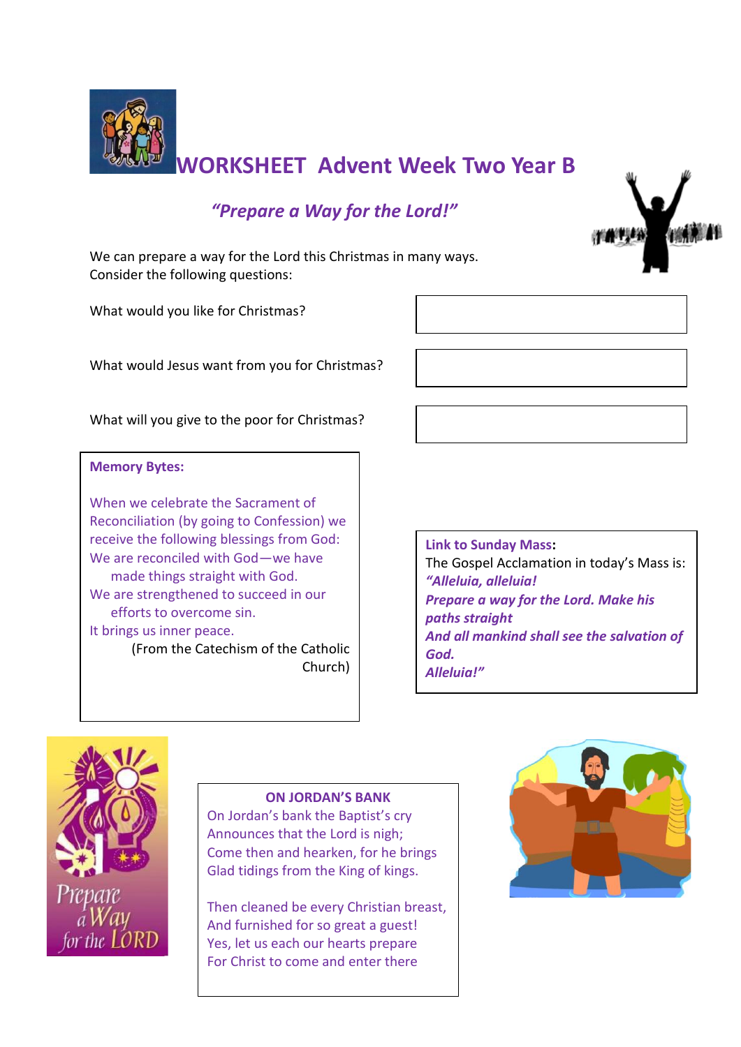# WORKSHEET Advent Week Two Year B

## *"Prepare a Way for the Lord!"*

We can prepare a way for the Lord this Christmas in many ways.
Consider the following questions:

| | |
|---|---|
| What would you like for Christmas? | |
| What would Jesus want from you for Christmas? | |
| What will you give to the poor for Christmas? | |

**Memory Bytes:**

When we celebrate the Sacrament of Reconciliation (by going to Confession) we receive the following blessings from God:

We are reconciled with God—we have made things straight with God.

We are strengthened to succeed in our efforts to overcome sin.

It brings us inner peace.

(From the Catechism of the Catholic Church)

**Link to Sunday Mass:**

The Gospel Acclamation in today's Mass is:

***"Alleluia, alleluia!***
***Prepare a way for the Lord. Make his paths straight***
***And all mankind shall see the salvation of God.***
***Alleluia!"***

Prepare a Way for the LORD

**ON JORDAN'S BANK**

On Jordan's bank the Baptist's cry
Announces that the Lord is nigh;
Come then and hearken, for he brings
Glad tidings from the King of kings.

Then cleaned be every Christian breast,
And furnished for so great a guest!
Yes, let us each our hearts prepare
For Christ to come and enter there